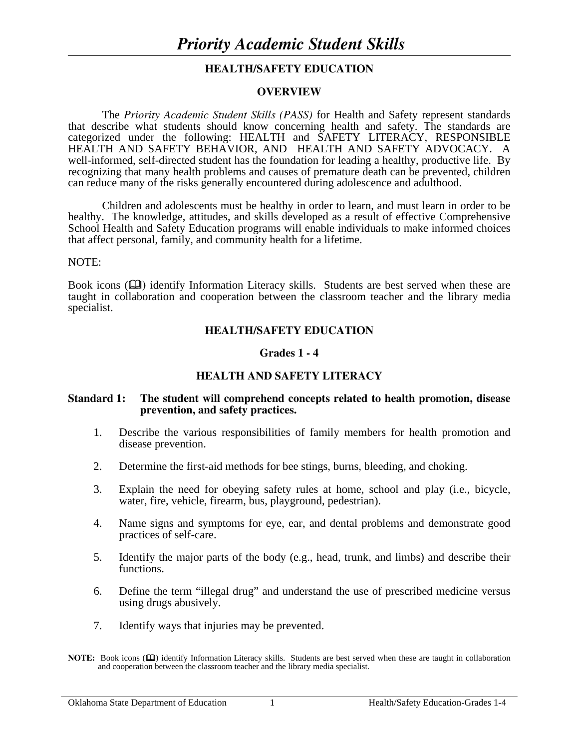# *Priority Academic Student Skills*

## HEALTH/SAFETY EDUCATION

### OVERVIEW

The *Priority Academic Student Skills (PASS)* for Health and Safety represent standards that describe what students should know concerning health and safety. The standards are categorized under the following: HEALTH and SAFETY LITERACY, RESPONSIBLE HEALTH AND SAFETY BEHAVIOR, AND HEALTH AND SAFETY ADVOCACY. A well-informed, self-directed student has the foundation for leading a healthy, productive life. By recognizing that many health problems and causes of premature death can be prevented, children can reduce many of the risks generally encountered during adolescence and adulthood.

Children and adolescents must be healthy in order to learn, and must learn in order to be healthy. The knowledge, attitudes, and skills developed as a result of effective Comprehensive School Health and Safety Education programs will enable individuals to make informed choices that affect personal, family, and community health for a lifetime.

NOTE:

Book icons (🕮) identify Information Literacy skills. Students are best served when these are taught in collaboration and cooperation between the classroom teacher and the library media specialist.

## HEALTH/SAFETY EDUCATION

### Grades 1 - 4

### HEALTH AND SAFETY LITERACY

**Standard 1: The student will comprehend concepts related to health promotion, disease prevention, and safety practices.**

1. Describe the various responsibilities of family members for health promotion and disease prevention.
2. Determine the first-aid methods for bee stings, burns, bleeding, and choking.
3. Explain the need for obeying safety rules at home, school and play (i.e., bicycle, water, fire, vehicle, firearm, bus, playground, pedestrian).
4. Name signs and symptoms for eye, ear, and dental problems and demonstrate good practices of self-care.
5. Identify the major parts of the body (e.g., head, trunk, and limbs) and describe their functions.
6. Define the term "illegal drug" and understand the use of prescribed medicine versus using drugs abusively.
7. Identify ways that injuries may be prevented.

**NOTE:** Book icons (🕮) identify Information Literacy skills. Students are best served when these are taught in collaboration and cooperation between the classroom teacher and the library media specialist.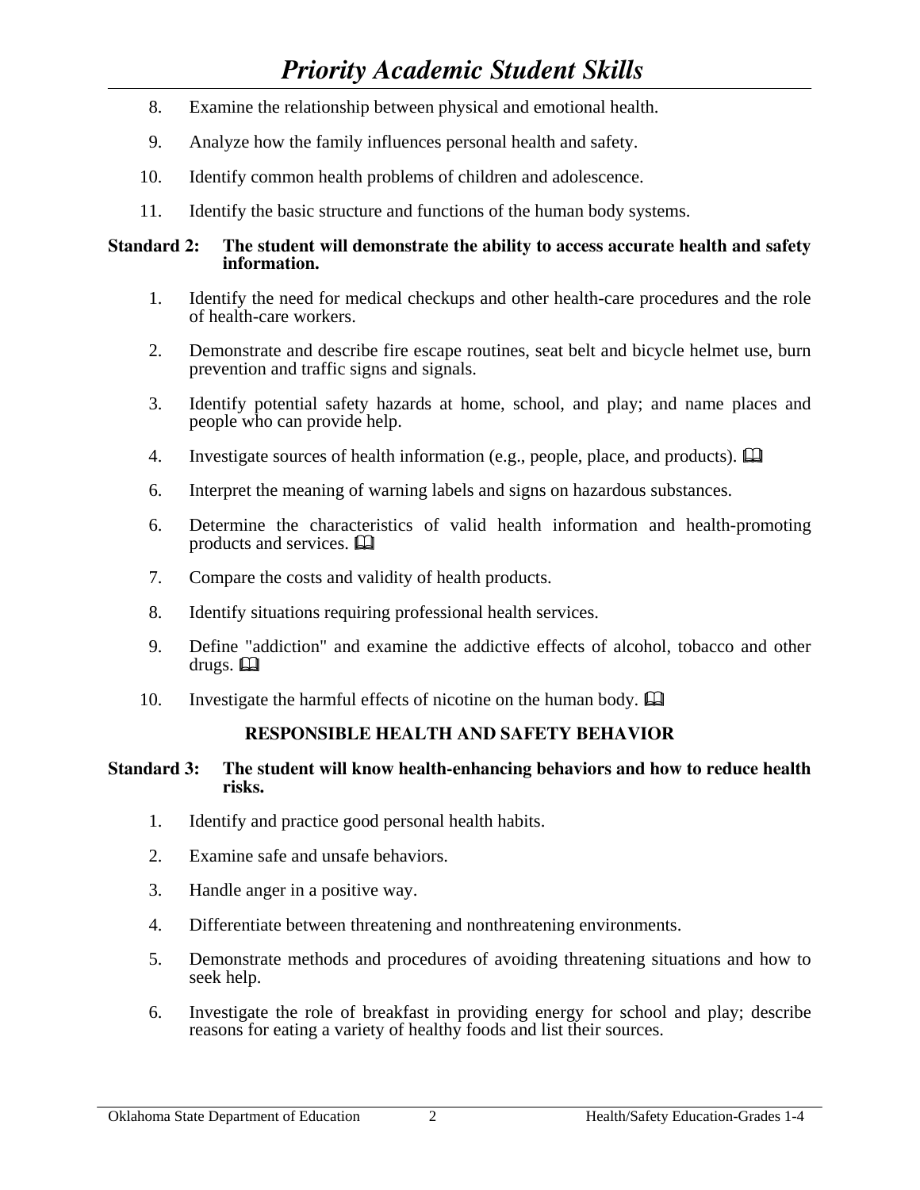8. Examine the relationship between physical and emotional health.

9. Analyze how the family influences personal health and safety.

10. Identify common health problems of children and adolescence.

11. Identify the basic structure and functions of the human body systems.

**Standard 2: The student will demonstrate the ability to access accurate health and safety information.**

1. Identify the need for medical checkups and other health-care procedures and the role of health-care workers.

2. Demonstrate and describe fire escape routines, seat belt and bicycle helmet use, burn prevention and traffic signs and signals.

3. Identify potential safety hazards at home, school, and play; and name places and people who can provide help.

4. Investigate sources of health information (e.g., people, place, and products). 🕮

6. Interpret the meaning of warning labels and signs on hazardous substances.

6. Determine the characteristics of valid health information and health-promoting products and services. 🕮

7. Compare the costs and validity of health products.

8. Identify situations requiring professional health services.

9. Define "addiction" and examine the addictive effects of alcohol, tobacco and other drugs. 🕮

10. Investigate the harmful effects of nicotine on the human body. 🕮

## RESPONSIBLE HEALTH AND SAFETY BEHAVIOR

**Standard 3: The student will know health-enhancing behaviors and how to reduce health risks.**

1. Identify and practice good personal health habits.

2. Examine safe and unsafe behaviors.

3. Handle anger in a positive way.

4. Differentiate between threatening and nonthreatening environments.

5. Demonstrate methods and procedures of avoiding threatening situations and how to seek help.

6. Investigate the role of breakfast in providing energy for school and play; describe reasons for eating a variety of healthy foods and list their sources.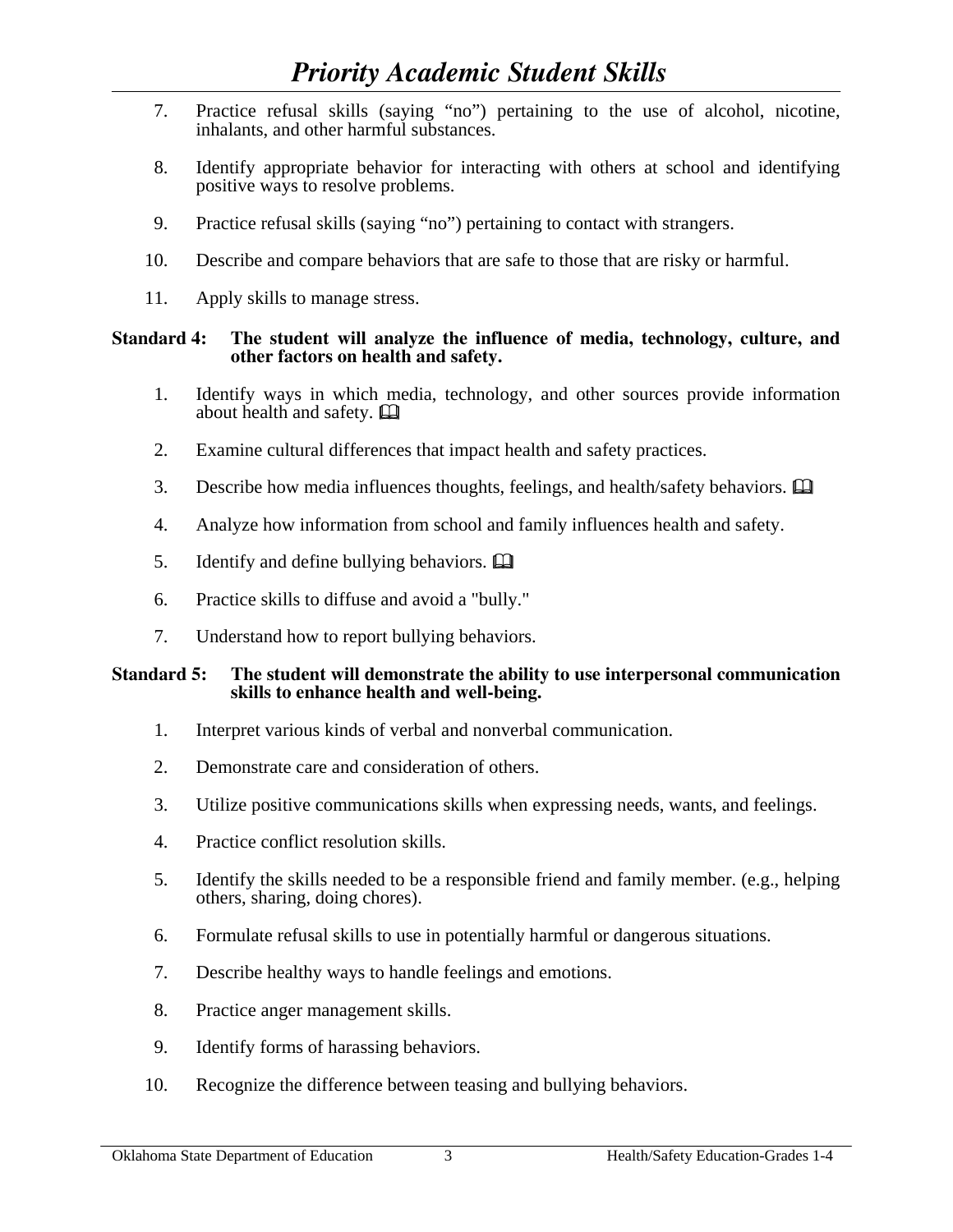7. Practice refusal skills (saying “no”) pertaining to the use of alcohol, nicotine, inhalants, and other harmful substances.

8. Identify appropriate behavior for interacting with others at school and identifying positive ways to resolve problems.

9. Practice refusal skills (saying “no”) pertaining to contact with strangers.

10. Describe and compare behaviors that are safe to those that are risky or harmful.

11. Apply skills to manage stress.

**Standard 4: The student will analyze the influence of media, technology, culture, and other factors on health and safety.**

1. Identify ways in which media, technology, and other sources provide information about health and safety. 🕮

2. Examine cultural differences that impact health and safety practices.

3. Describe how media influences thoughts, feelings, and health/safety behaviors. 🕮

4. Analyze how information from school and family influences health and safety.

5. Identify and define bullying behaviors. 🕮

6. Practice skills to diffuse and avoid a "bully."

7. Understand how to report bullying behaviors.

**Standard 5: The student will demonstrate the ability to use interpersonal communication skills to enhance health and well-being.**

1. Interpret various kinds of verbal and nonverbal communication.

2. Demonstrate care and consideration of others.

3. Utilize positive communications skills when expressing needs, wants, and feelings.

4. Practice conflict resolution skills.

5. Identify the skills needed to be a responsible friend and family member. (e.g., helping others, sharing, doing chores).

6. Formulate refusal skills to use in potentially harmful or dangerous situations.

7. Describe healthy ways to handle feelings and emotions.

8. Practice anger management skills.

9. Identify forms of harassing behaviors.

10. Recognize the difference between teasing and bullying behaviors.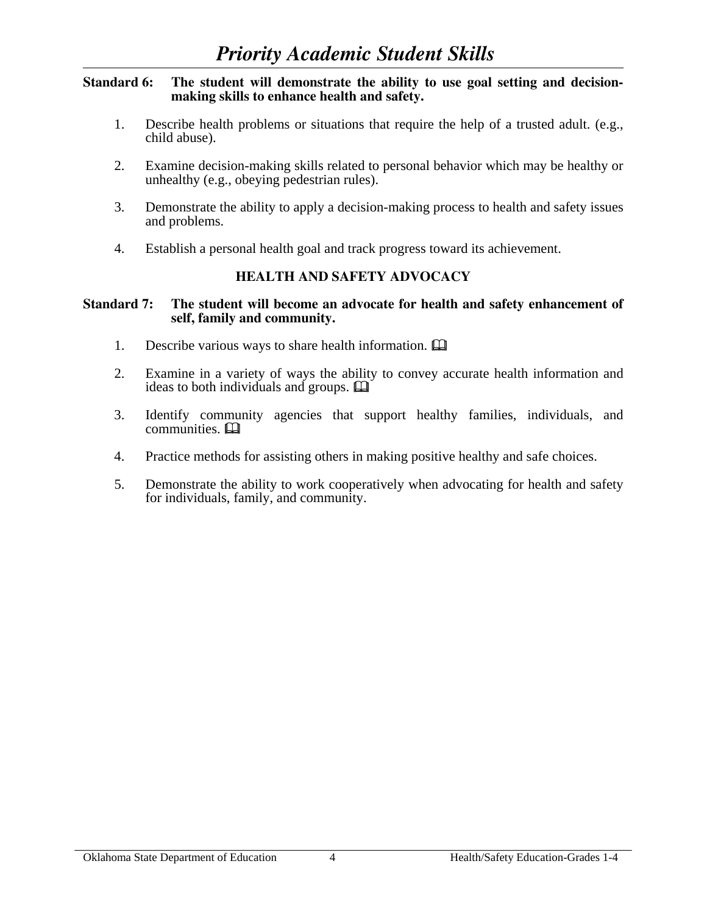# *Priority Academic Student Skills*

**Standard 6: The student will demonstrate the ability to use goal setting and decision-making skills to enhance health and safety.**

1. Describe health problems or situations that require the help of a trusted adult. (e.g., child abuse).

2. Examine decision-making skills related to personal behavior which may be healthy or unhealthy (e.g., obeying pedestrian rules).

3. Demonstrate the ability to apply a decision-making process to health and safety issues and problems.

4. Establish a personal health goal and track progress toward its achievement.

## HEALTH AND SAFETY ADVOCACY

**Standard 7: The student will become an advocate for health and safety enhancement of self, family and community.**

1. Describe various ways to share health information. 🕮

2. Examine in a variety of ways the ability to convey accurate health information and ideas to both individuals and groups. 🕮

3. Identify community agencies that support healthy families, individuals, and communities. 🕮

4. Practice methods for assisting others in making positive healthy and safe choices.

5. Demonstrate the ability to work cooperatively when advocating for health and safety for individuals, family, and community.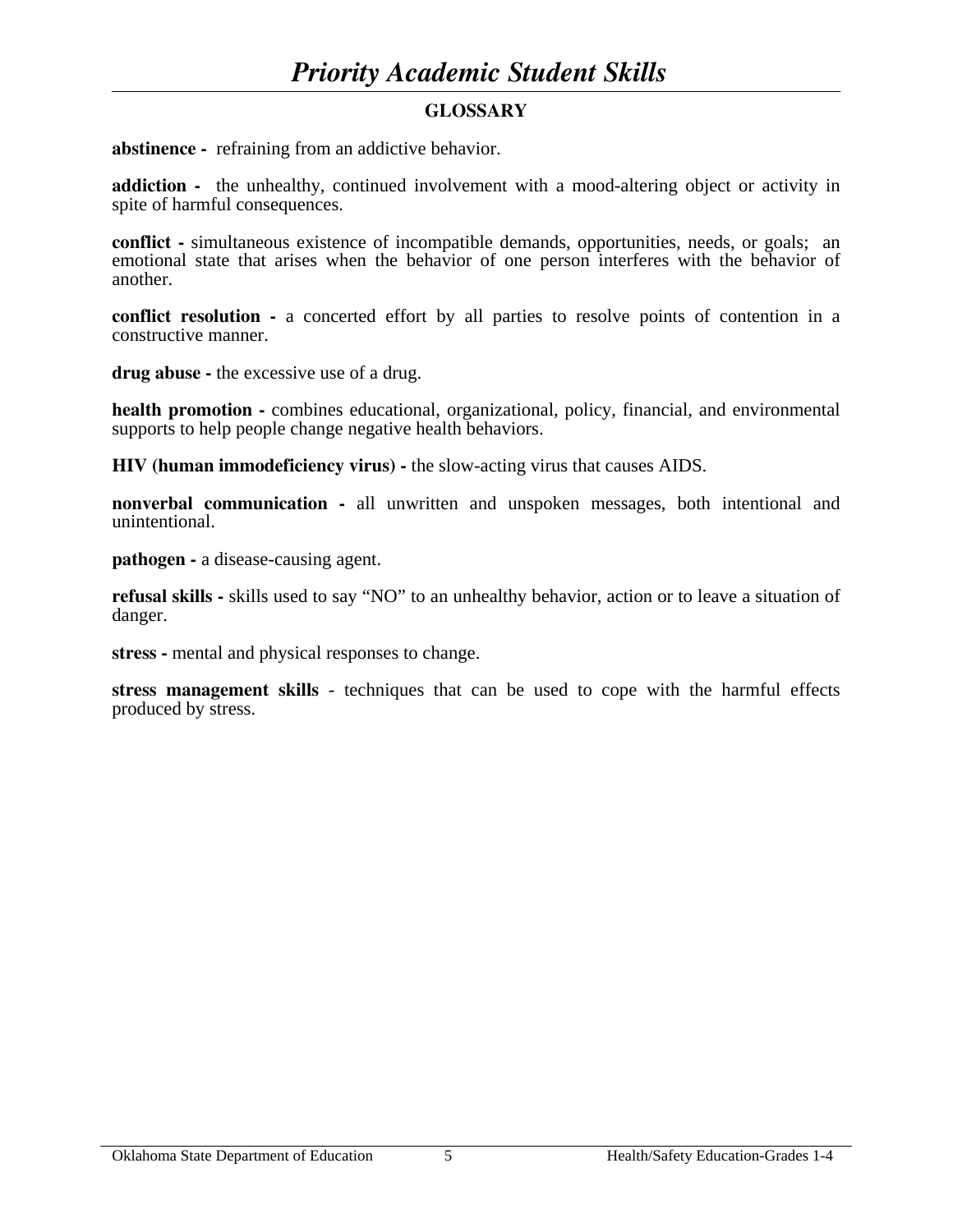# *Priority Academic Student Skills*

## GLOSSARY

**abstinence -** refraining from an addictive behavior.

**addiction -** the unhealthy, continued involvement with a mood-altering object or activity in spite of harmful consequences.

**conflict -** simultaneous existence of incompatible demands, opportunities, needs, or goals; an emotional state that arises when the behavior of one person interferes with the behavior of another.

**conflict resolution -** a concerted effort by all parties to resolve points of contention in a constructive manner.

**drug abuse -** the excessive use of a drug.

**health promotion -** combines educational, organizational, policy, financial, and environmental supports to help people change negative health behaviors.

**HIV (human immodeficiency virus) -** the slow-acting virus that causes AIDS.

**nonverbal communication -** all unwritten and unspoken messages, both intentional and unintentional.

**pathogen -** a disease-causing agent.

**refusal skills -** skills used to say "NO" to an unhealthy behavior, action or to leave a situation of danger.

**stress -** mental and physical responses to change.

**stress management skills** - techniques that can be used to cope with the harmful effects produced by stress.